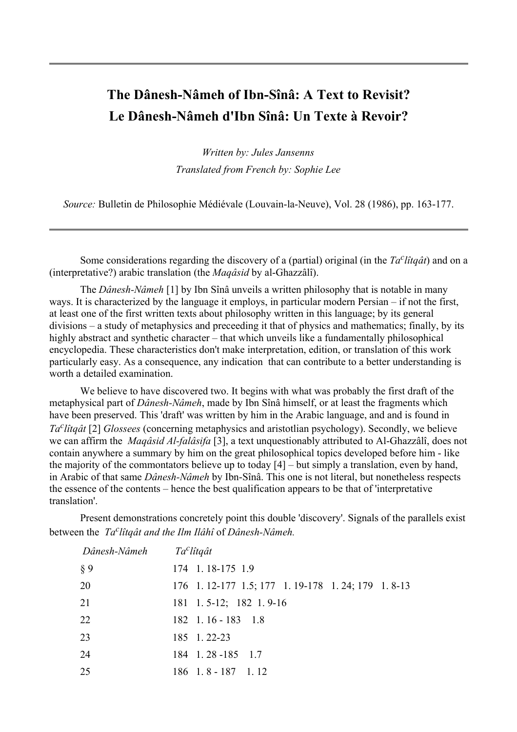# The Dânesh-Nâmeh of Ibn-Sînâ: A Text to Revisit?
# Le Dânesh-Nâmeh d'Ibn Sînâ: Un Texte à Revoir?

*Written by: Jules Jansenns*

*Translated from French by: Sophie Lee*

*Source:* Bulletin de Philosophie Médiévale (Louvain-la-Neuve), Vol. 28 (1986), pp. 163-177.

---

Some considerations regarding the discovery of a (partial) original (in the *Ta$^c$lîtqât*) and on a (interpretative?) arabic translation (the *Maqâsid* by al-Ghazzâlî).

The *Dânesh-Nâmeh* [1] by Ibn Sînâ unveils a written philosophy that is notable in many ways. It is characterized by the language it employs, in particular modern Persian – if not the first, at least one of the first written texts about philosophy written in this language; by its general divisions – a study of metaphysics and preceeding it that of physics and mathematics; finally, by its highly abstract and synthetic character – that which unveils like a fundamentally philosophical encyclopedia. These characteristics don't make interpretation, edition, or translation of this work particularly easy. As a consequence, any indication that can contribute to a better understanding is worth a detailed examination.

We believe to have discovered two. It begins with what was probably the first draft of the metaphysical part of *Dânesh-Nâmeh*, made by Ibn Sînâ himself, or at least the fragments which have been preserved. This 'draft' was written by him in the Arabic language, and and is found in *Ta$^c$lîtqât* [2] *Glossees* (concerning metaphysics and aristotlian psychology). Secondly, we believe we can affirm the *Maqâsid Al-falâsifa* [3], a text unquestionably attributed to Al-Ghazzâlî, does not contain anywhere a summary by him on the great philosophical topics developed before him - like the majority of the commontators believe up to today [4] – but simply a translation, even by hand, in Arabic of that same *Dânesh-Nâmeh* by Ibn-Sînâ. This one is not literal, but nonetheless respects the essence of the contents – hence the best qualification appears to be that of 'interpretative translation'.

Present demonstrations concretely point this double 'discovery'. Signals of the parallels exist between the *Ta$^c$lîtqât and the Ilm Ilâhî* of *Dânesh-Nâmeh.*

| *Dânesh-Nâmeh* | *Ta$^c$lîtqât* |
|---|---|
| § 9 | 174 1. 18-175 1.9 |
| 20 | 176 1. 12-177 1.5; 177 1. 19-178 1. 24; 179 1. 8-13 |
| 21 | 181 1. 5-12; 182 1. 9-16 |
| 22 | 182 1. 16 - 183 1.8 |
| 23 | 185 1. 22-23 |
| 24 | 184 1. 28 -185 1.7 |
| 25 | 186 1. 8 - 187 1. 12 |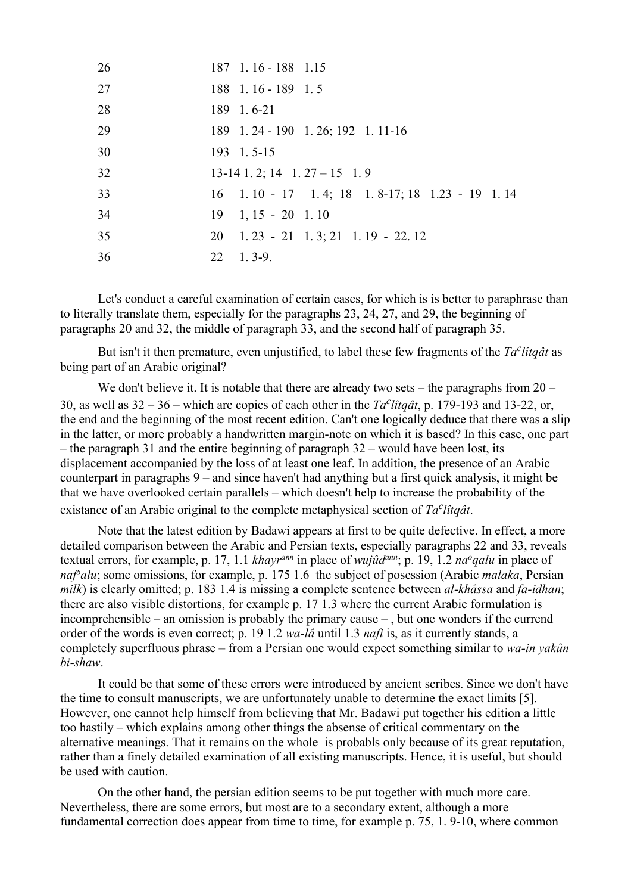| | |
|---|---|
| 26 | 187 1. 16 - 188 1.15 |
| 27 | 188 1. 16 - 189 1. 5 |
| 28 | 189 1. 6-21 |
| 29 | 189 1. 24 - 190 1. 26; 192 1. 11-16 |
| 30 | 193 1. 5-15 |
| 32 | 13-14 1. 2; 14 1. 27 – 15 1. 9 |
| 33 | 16 1. 10 - 17 1. 4; 18 1. 8-17; 18 1.23 - 19 1. 14 |
| 34 | 19 1, 15 - 20 1. 10 |
| 35 | 20 1. 23 - 21 1. 3; 21 1. 19 - 22. 12 |
| 36 | 22 1. 3-9. |

Let's conduct a careful examination of certain cases, for which is is better to paraphrase than to literally translate them, especially for the paragraphs 23, 24, 27, and 29, the beginning of paragraphs 20 and 32, the middle of paragraph 33, and the second half of paragraph 35.

But isn't it then premature, even unjustified, to label these few fragments of the *Ta^c^lîtqât* as being part of an Arabic original?

We don't believe it. It is notable that there are already two sets – the paragraphs from 20 – 30, as well as 32 – 36 – which are copies of each other in the *Ta^c^lîtqât*, p. 179-193 and 13-22, or, the end and the beginning of the most recent edition. Can't one logically deduce that there was a slip in the latter, or more probably a handwritten margin-note on which it is based? In this case, one part – the paragraph 31 and the entire beginning of paragraph 32 – would have been lost, its displacement accompanied by the loss of at least one leaf. In addition, the presence of an Arabic counterpart in paragraphs 9 – and since haven't had anything but a first quick analysis, it might be that we have overlooked certain parallels – which doesn't help to increase the probability of the existance of an Arabic original to the complete metaphysical section of *Ta^c^lîtqât*.

Note that the latest edition by Badawi appears at first to be quite defective. In effect, a more detailed comparison between the Arabic and Persian texts, especially paragraphs 22 and 33, reveals textual errors, for example, p. 17, 1.1 *khayr^ann^* in place of *wujûd^ann^*; p. 19, 1.2 *na^o^qalu* in place of *naf^o^alu*; some omissions, for example, p. 175 1.6 the subject of posession (Arabic *malaka*, Persian *milk*) is clearly omitted; p. 183 1.4 is missing a complete sentence between *al-khâssa* and *fa-idhan*; there are also visible distortions, for example p. 17 1.3 where the current Arabic formulation is incomprehensible – an omission is probably the primary cause – , but one wonders if the currend order of the words is even correct; p. 19 1.2 *wa-lâ* until 1.3 *nafi* is, as it currently stands, a completely superfluous phrase – from a Persian one would expect something similar to *wa-in yakûn bi-shaw*.

It could be that some of these errors were introduced by ancient scribes. Since we don't have the time to consult manuscripts, we are unfortunately unable to determine the exact limits [5]. However, one cannot help himself from believing that Mr. Badawi put together his edition a little too hastily – which explains among other things the absense of critical commentary on the alternative meanings. That it remains on the whole is probabls only because of its great reputation, rather than a finely detailed examination of all existing manuscripts. Hence, it is useful, but should be used with caution.

On the other hand, the persian edition seems to be put together with much more care. Nevertheless, there are some errors, but most are to a secondary extent, although a more fundamental correction does appear from time to time, for example p. 75, 1. 9-10, where common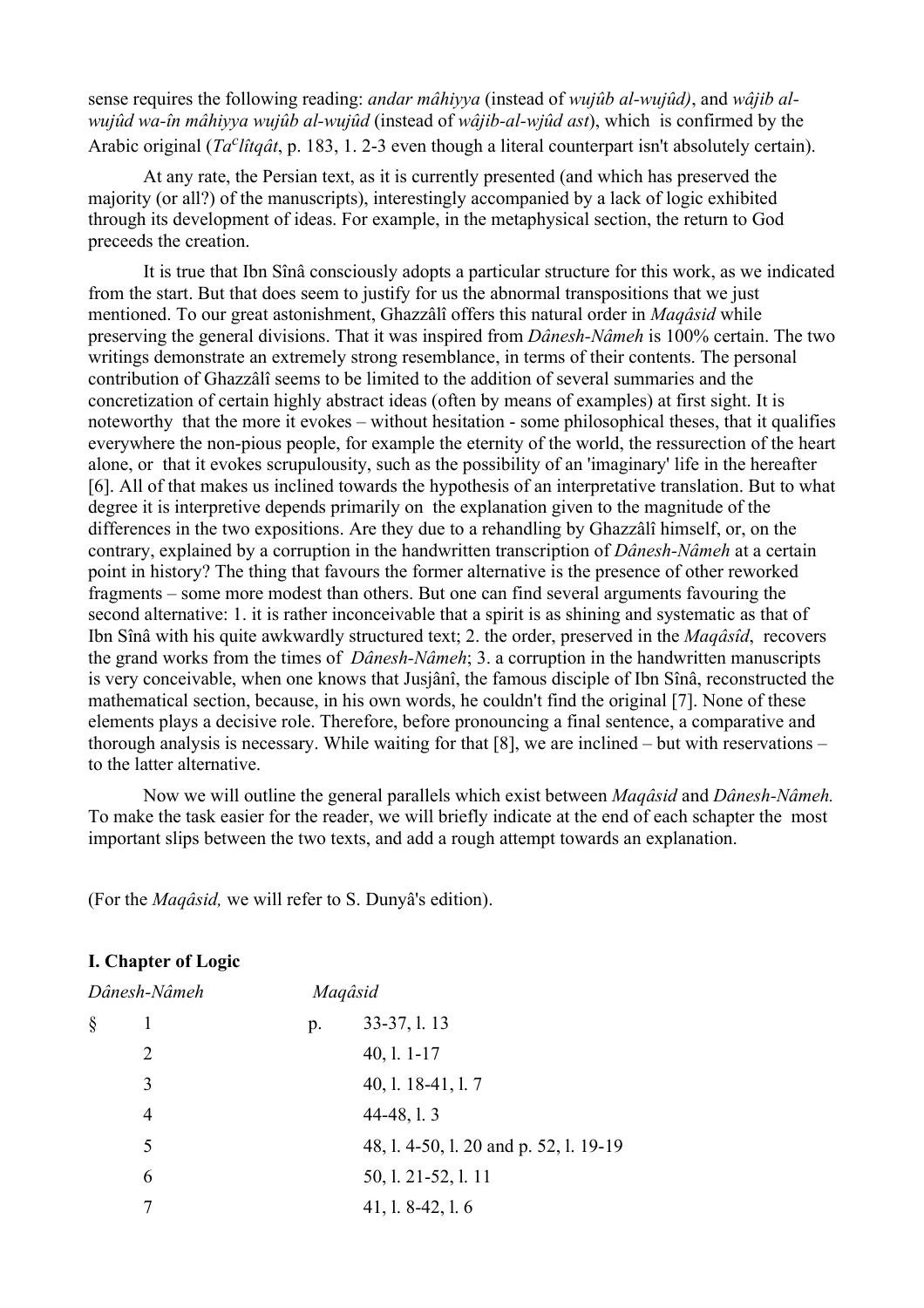sense requires the following reading: *andar mâhiyya* (instead of *wujûb al-wujûd)*, and *wâjib al-wujûd wa-în mâhiyya wujûb al-wujûd* (instead of *wâjib-al-wjûd ast*), which is confirmed by the Arabic original (*Ta*$^{c}$*lîtqât*, p. 183, 1. 2-3 even though a literal counterpart isn't absolutely certain).

At any rate, the Persian text, as it is currently presented (and which has preserved the majority (or all?) of the manuscripts), interestingly accompanied by a lack of logic exhibited through its development of ideas. For example, in the metaphysical section, the return to God preceeds the creation.

It is true that Ibn Sînâ consciously adopts a particular structure for this work, as we indicated from the start. But that does seem to justify for us the abnormal transpositions that we just mentioned. To our great astonishment, Ghazzâlî offers this natural order in *Maqâsid* while preserving the general divisions. That it was inspired from *Dânesh-Nâmeh* is 100% certain. The two writings demonstrate an extremely strong resemblance, in terms of their contents. The personal contribution of Ghazzâlî seems to be limited to the addition of several summaries and the concretization of certain highly abstract ideas (often by means of examples) at first sight. It is noteworthy that the more it evokes – without hesitation - some philosophical theses, that it qualifies everywhere the non-pious people, for example the eternity of the world, the ressurection of the heart alone, or that it evokes scrupulousity, such as the possibility of an 'imaginary' life in the hereafter [6]. All of that makes us inclined towards the hypothesis of an interpretative translation. But to what degree it is interpretive depends primarily on the explanation given to the magnitude of the differences in the two expositions. Are they due to a rehandling by Ghazzâlî himself, or, on the contrary, explained by a corruption in the handwritten transcription of *Dânesh-Nâmeh* at a certain point in history? The thing that favours the former alternative is the presence of other reworked fragments – some more modest than others. But one can find several arguments favouring the second alternative: 1. it is rather inconceivable that a spirit is as shining and systematic as that of Ibn Sînâ with his quite awkwardly structured text; 2. the order, preserved in the *Maqâsîd*, recovers the grand works from the times of *Dânesh-Nâmeh*; 3. a corruption in the handwritten manuscripts is very conceivable, when one knows that Jusjânî, the famous disciple of Ibn Sînâ, reconstructed the mathematical section, because, in his own words, he couldn't find the original [7]. None of these elements plays a decisive role. Therefore, before pronouncing a final sentence, a comparative and thorough analysis is necessary. While waiting for that [8], we are inclined – but with reservations – to the latter alternative.

Now we will outline the general parallels which exist between *Maqâsid* and *Dânesh-Nâmeh.* To make the task easier for the reader, we will briefly indicate at the end of each schapter the most important slips between the two texts, and add a rough attempt towards an explanation.

(For the *Maqâsid,* we will refer to S. Dunyâ's edition).

**I. Chapter of Logic**

| *Dânesh-Nâmeh* | | *Maqâsid* | |
|---|---|---|---|
| § | 1 | p. | 33-37, l. 13 |
| | 2 | | 40, l. 1-17 |
| | 3 | | 40, l. 18-41, l. 7 |
| | 4 | | 44-48, l. 3 |
| | 5 | | 48, l. 4-50, l. 20 and p. 52, l. 19-19 |
| | 6 | | 50, l. 21-52, l. 11 |
| | 7 | | 41, l. 8-42, l. 6 |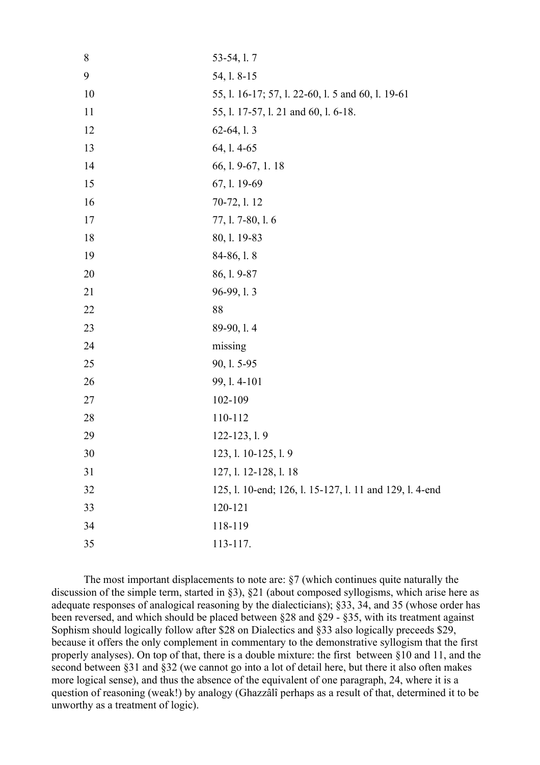| | |
|---|---|
| 8 | 53-54, l. 7 |
| 9 | 54, l. 8-15 |
| 10 | 55, l. 16-17; 57, l. 22-60, l. 5 and 60, l. 19-61 |
| 11 | 55, l. 17-57, l. 21 and 60, l. 6-18. |
| 12 | 62-64, l. 3 |
| 13 | 64, l. 4-65 |
| 14 | 66, l. 9-67, 1. 18 |
| 15 | 67, l. 19-69 |
| 16 | 70-72, l. 12 |
| 17 | 77, l. 7-80, l. 6 |
| 18 | 80, l. 19-83 |
| 19 | 84-86, l. 8 |
| 20 | 86, l. 9-87 |
| 21 | 96-99, l. 3 |
| 22 | 88 |
| 23 | 89-90, l. 4 |
| 24 | missing |
| 25 | 90, l. 5-95 |
| 26 | 99, l. 4-101 |
| 27 | 102-109 |
| 28 | 110-112 |
| 29 | 122-123, l. 9 |
| 30 | 123, l. 10-125, l. 9 |
| 31 | 127, l. 12-128, l. 18 |
| 32 | 125, l. 10-end; 126, l. 15-127, l. 11 and 129, l. 4-end |
| 33 | 120-121 |
| 34 | 118-119 |
| 35 | 113-117. |

The most important displacements to note are: §7 (which continues quite naturally the discussion of the simple term, started in §3), §21 (about composed syllogisms, which arise here as adequate responses of analogical reasoning by the dialecticians); §33, 34, and 35 (whose order has been reversed, and which should be placed between §28 and §29 - §35, with its treatment against Sophism should logically follow after $28 on Dialectics and §33 also logically preceeds $29, because it offers the only complement in commentary to the demonstrative syllogism that the first properly analyses). On top of that, there is a double mixture: the first between §10 and 11, and the second between §31 and §32 (we cannot go into a lot of detail here, but there it also often makes more logical sense), and thus the absence of the equivalent of one paragraph, 24, where it is a question of reasoning (weak!) by analogy (Ghazzâlî perhaps as a result of that, determined it to be unworthy as a treatment of logic).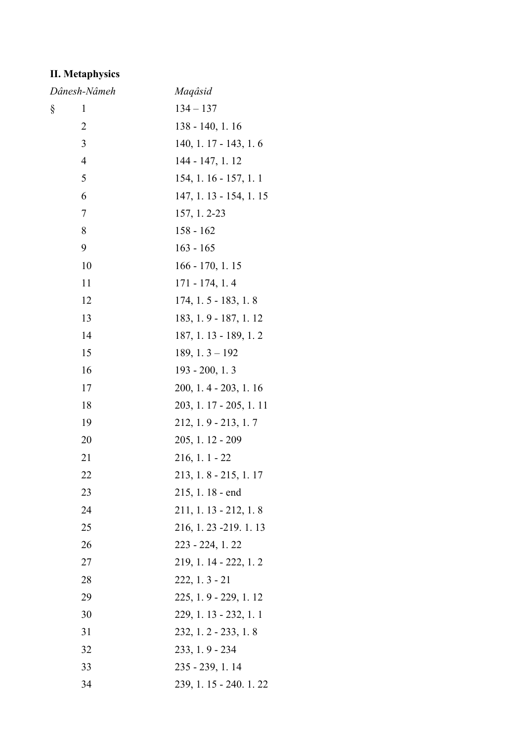**II. Metaphysics**

| *Dânesh-Nâmeh* | | *Maqâsid* |
|---|---|---|
| § | 1 | 134 – 137 |
| | 2 | 138 - 140, l. 16 |
| | 3 | 140, l. 17 - 143, l. 6 |
| | 4 | 144 - 147, l. 12 |
| | 5 | 154, l. 16 - 157, l. 1 |
| | 6 | 147, l. 13 - 154, l. 15 |
| | 7 | 157, l. 2-23 |
| | 8 | 158 - 162 |
| | 9 | 163 - 165 |
| | 10 | 166 - 170, l. 15 |
| | 11 | 171 - 174, l. 4 |
| | 12 | 174, l. 5 - 183, l. 8 |
| | 13 | 183, l. 9 - 187, l. 12 |
| | 14 | 187, l. 13 - 189, l. 2 |
| | 15 | 189, l. 3 – 192 |
| | 16 | 193 - 200, l. 3 |
| | 17 | 200, l. 4 - 203, l. 16 |
| | 18 | 203, l. 17 - 205, l. 11 |
| | 19 | 212, l. 9 - 213, l. 7 |
| | 20 | 205, l. 12 - 209 |
| | 21 | 216, l. 1 - 22 |
| | 22 | 213, l. 8 - 215, l. 17 |
| | 23 | 215, l. 18 - end |
| | 24 | 211, l. 13 - 212, l. 8 |
| | 25 | 216, l. 23 -219. l. 13 |
| | 26 | 223 - 224, l. 22 |
| | 27 | 219, l. 14 - 222, l. 2 |
| | 28 | 222, l. 3 - 21 |
| | 29 | 225, l. 9 - 229, l. 12 |
| | 30 | 229, l. 13 - 232, l. 1 |
| | 31 | 232, l. 2 - 233, l. 8 |
| | 32 | 233, l. 9 - 234 |
| | 33 | 235 - 239, l. 14 |
| | 34 | 239, l. 15 - 240. l. 22 |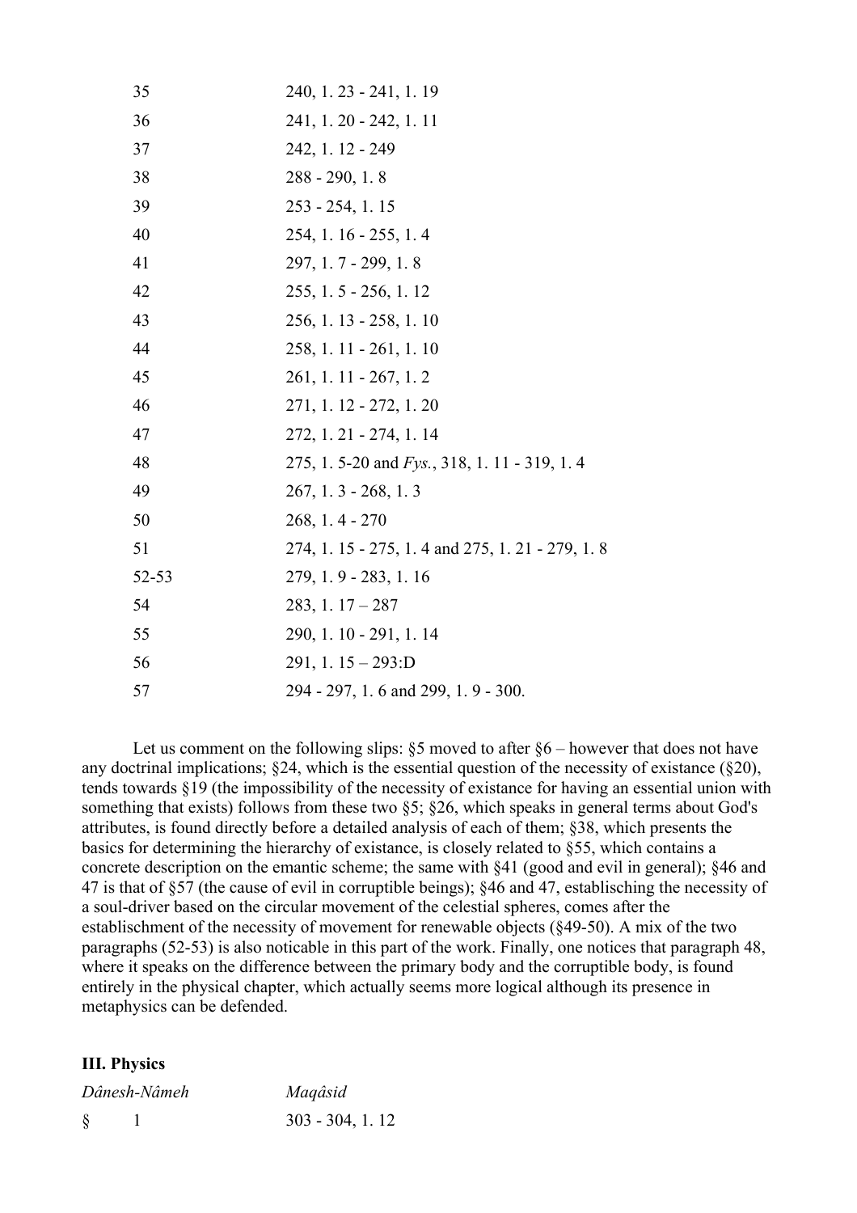| | |
|---|---|
| 35 | 240, l. 23 - 241, l. 19 |
| 36 | 241, l. 20 - 242, l. 11 |
| 37 | 242, l. 12 - 249 |
| 38 | 288 - 290, l. 8 |
| 39 | 253 - 254, l. 15 |
| 40 | 254, l. 16 - 255, l. 4 |
| 41 | 297, l. 7 - 299, l. 8 |
| 42 | 255, l. 5 - 256, l. 12 |
| 43 | 256, l. 13 - 258, l. 10 |
| 44 | 258, l. 11 - 261, l. 10 |
| 45 | 261, l. 11 - 267, l. 2 |
| 46 | 271, l. 12 - 272, l. 20 |
| 47 | 272, l. 21 - 274, l. 14 |
| 48 | 275, l. 5-20 and *Fys.*, 318, l. 11 - 319, l. 4 |
| 49 | 267, l. 3 - 268, l. 3 |
| 50 | 268, l. 4 - 270 |
| 51 | 274, l. 15 - 275, l. 4 and 275, l. 21 - 279, l. 8 |
| 52-53 | 279, l. 9 - 283, l. 16 |
| 54 | 283, l. 17 – 287 |
| 55 | 290, l. 10 - 291, l. 14 |
| 56 | 291, l. 15 – 293:D |
| 57 | 294 - 297, l. 6 and 299, l. 9 - 300. |

Let us comment on the following slips: §5 moved to after §6 – however that does not have any doctrinal implications; §24, which is the essential question of the necessity of existance (§20), tends towards §19 (the impossibility of the necessity of existance for having an essential union with something that exists) follows from these two §5; §26, which speaks in general terms about God's attributes, is found directly before a detailed analysis of each of them; §38, which presents the basics for determining the hierarchy of existance, is closely related to §55, which contains a concrete description on the emantic scheme; the same with §41 (good and evil in general); §46 and 47 is that of §57 (the cause of evil in corruptible beings); §46 and 47, establisching the necessity of a soul-driver based on the circular movement of the celestial spheres, comes after the establischment of the necessity of movement for renewable objects (§49-50). A mix of the two paragraphs (52-53) is also noticable in this part of the work. Finally, one notices that paragraph 48, where it speaks on the difference between the primary body and the corruptible body, is found entirely in the physical chapter, which actually seems more logical although its presence in metaphysics can be defended.

### III. Physics

| *Dânesh-Nâmeh* | *Maqâsid* |
|---|---|
| § 1 | 303 - 304, l. 12 |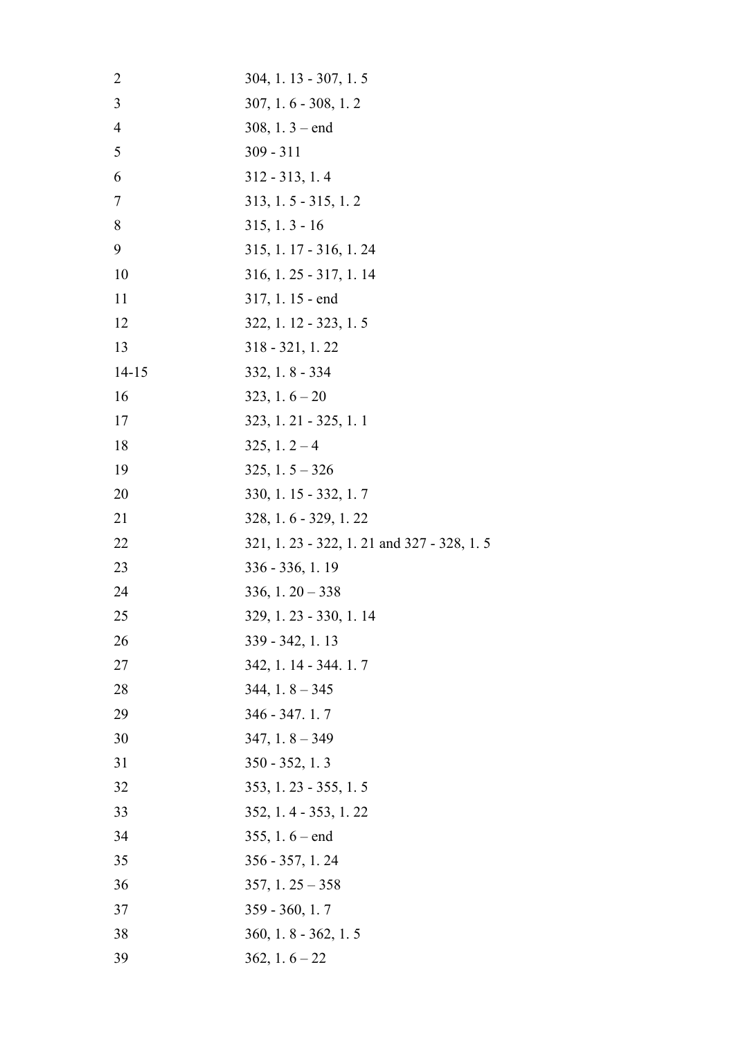| | |
|---|---|
| 2 | 304, l. 13 - 307, l. 5 |
| 3 | 307, l. 6 - 308, l. 2 |
| 4 | 308, l. 3 – end |
| 5 | 309 - 311 |
| 6 | 312 - 313, l. 4 |
| 7 | 313, l. 5 - 315, l. 2 |
| 8 | 315, l. 3 - 16 |
| 9 | 315, l. 17 - 316, l. 24 |
| 10 | 316, l. 25 - 317, l. 14 |
| 11 | 317, l. 15 - end |
| 12 | 322, l. 12 - 323, l. 5 |
| 13 | 318 - 321, l. 22 |
| 14-15 | 332, l. 8 - 334 |
| 16 | 323, l. 6 – 20 |
| 17 | 323, l. 21 - 325, l. 1 |
| 18 | 325, l. 2 – 4 |
| 19 | 325, l. 5 – 326 |
| 20 | 330, l. 15 - 332, l. 7 |
| 21 | 328, l. 6 - 329, l. 22 |
| 22 | 321, l. 23 - 322, l. 21 and 327 - 328, l. 5 |
| 23 | 336 - 336, l. 19 |
| 24 | 336, l. 20 – 338 |
| 25 | 329, l. 23 - 330, l. 14 |
| 26 | 339 - 342, l. 13 |
| 27 | 342, l. 14 - 344. l. 7 |
| 28 | 344, l. 8 – 345 |
| 29 | 346 - 347. l. 7 |
| 30 | 347, l. 8 – 349 |
| 31 | 350 - 352, l. 3 |
| 32 | 353, l. 23 - 355, l. 5 |
| 33 | 352, l. 4 - 353, l. 22 |
| 34 | 355, l. 6 – end |
| 35 | 356 - 357, l. 24 |
| 36 | 357, l. 25 – 358 |
| 37 | 359 - 360, l. 7 |
| 38 | 360, l. 8 - 362, l. 5 |
| 39 | 362, l. 6 – 22 |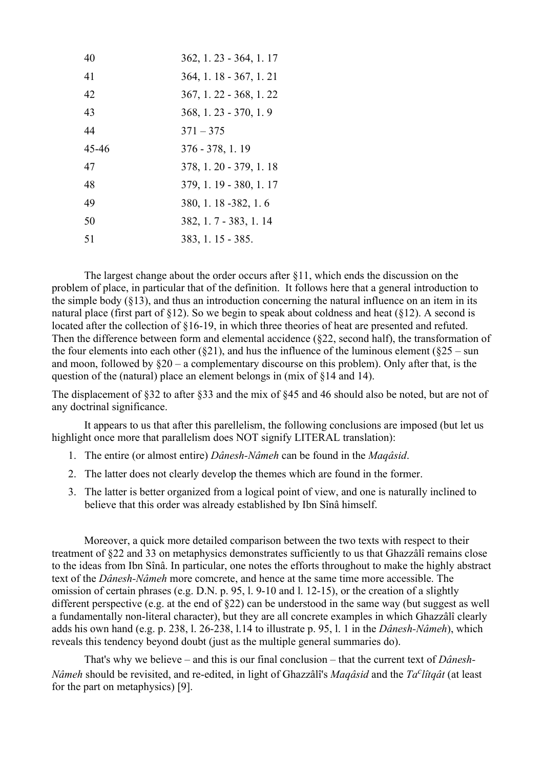| | |
|---|---|
| 40 | 362, l. 23 - 364, l. 17 |
| 41 | 364, l. 18 - 367, l. 21 |
| 42 | 367, l. 22 - 368, l. 22 |
| 43 | 368, l. 23 - 370, l. 9 |
| 44 | 371 – 375 |
| 45-46 | 376 - 378, l. 19 |
| 47 | 378, l. 20 - 379, l. 18 |
| 48 | 379, l. 19 - 380, l. 17 |
| 49 | 380, l. 18 -382, l. 6 |
| 50 | 382, l. 7 - 383, l. 14 |
| 51 | 383, l. 15 - 385. |

The largest change about the order occurs after §11, which ends the discussion on the problem of place, in particular that of the definition. It follows here that a general introduction to the simple body (§13), and thus an introduction concerning the natural influence on an item in its natural place (first part of §12). So we begin to speak about coldness and heat (§12). A second is located after the collection of §16-19, in which three theories of heat are presented and refuted. Then the difference between form and elemental accidence (§22, second half), the transformation of the four elements into each other (§21), and hus the influence of the luminous element (§25 – sun and moon, followed by §20 – a complementary discourse on this problem). Only after that, is the question of the (natural) place an element belongs in (mix of §14 and 14).

The displacement of §32 to after §33 and the mix of §45 and 46 should also be noted, but are not of any doctrinal significance.

It appears to us that after this parellelism, the following conclusions are imposed (but let us highlight once more that parallelism does NOT signify LITERAL translation):

1. The entire (or almost entire) *Dânesh-Nâmeh* can be found in the *Maqâsid*.
2. The latter does not clearly develop the themes which are found in the former.
3. The latter is better organized from a logical point of view, and one is naturally inclined to believe that this order was already established by Ibn Sînâ himself.

Moreover, a quick more detailed comparison between the two texts with respect to their treatment of §22 and 33 on metaphysics demonstrates sufficiently to us that Ghazzâlî remains close to the ideas from Ibn Sînâ. In particular, one notes the efforts throughout to make the highly abstract text of the *Dânesh-Nâmeh* more comcrete, and hence at the same time more accessible. The omission of certain phrases (e.g. D.N. p. 95, l. 9-10 and l. 12-15), or the creation of a slightly different perspective (e.g. at the end of §22) can be understood in the same way (but suggest as well a fundamentally non-literal character), but they are all concrete examples in which Ghazzâlî clearly adds his own hand (e.g. p. 238, l. 26-238, l.14 to illustrate p. 95, l. 1 in the *Dânesh-Nâmeh*), which reveals this tendency beyond doubt (just as the multiple general summaries do).

That's why we believe – and this is our final conclusion – that the current text of *Dânesh-Nâmeh* should be revisited, and re-edited, in light of Ghazzâlî's *Maqâsid* and the *Ta*[c]*lîtqât* (at least for the part on metaphysics) [9].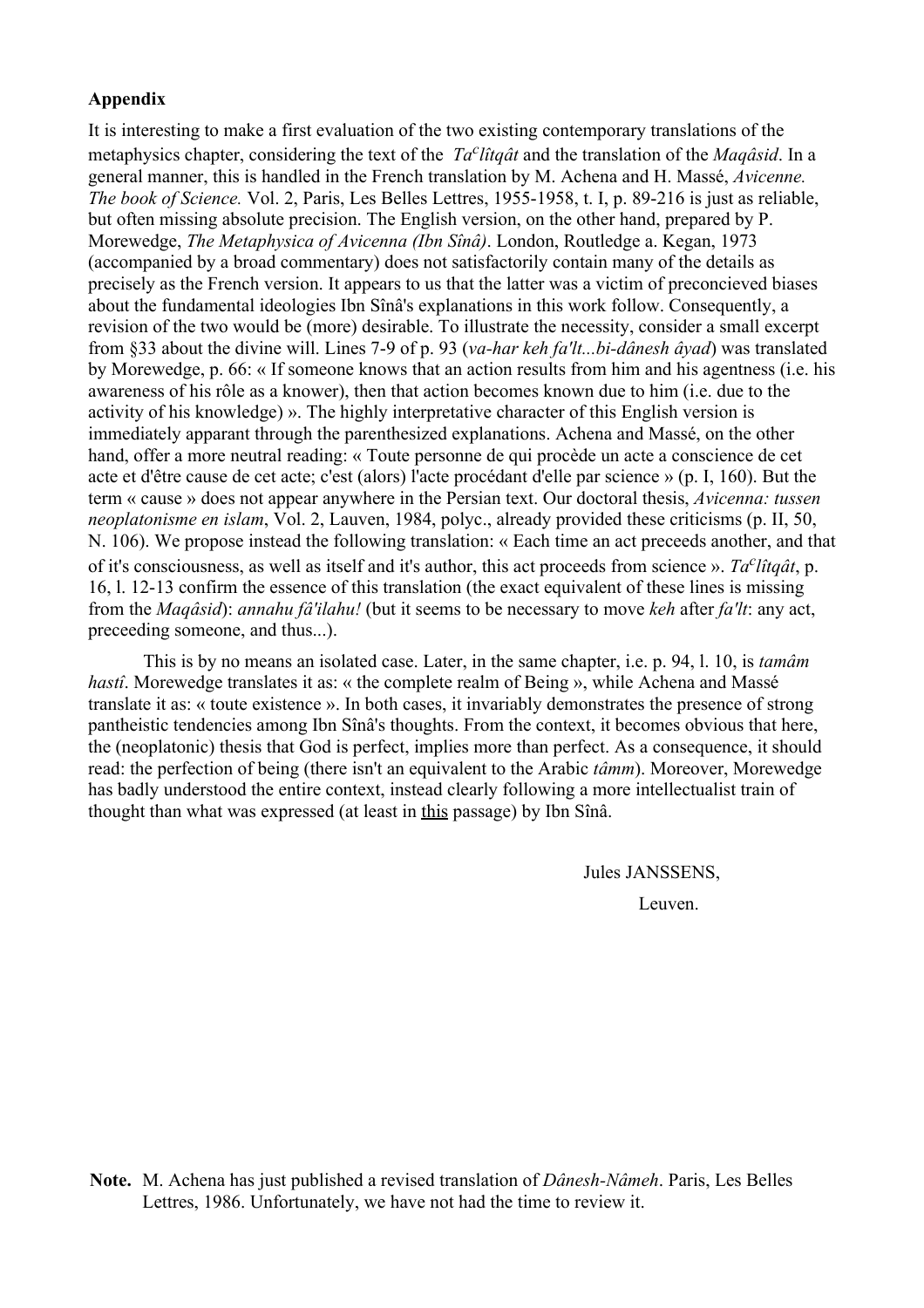**Appendix**

It is interesting to make a first evaluation of the two existing contemporary translations of the metaphysics chapter, considering the text of the *Ta*$^{c}$*lîtqât* and the translation of the *Maqâsid*. In a general manner, this is handled in the French translation by M. Achena and H. Massé, *Avicenne. The book of Science.* Vol. 2, Paris, Les Belles Lettres, 1955-1958, t. I, p. 89-216 is just as reliable, but often missing absolute precision. The English version, on the other hand, prepared by P. Morewedge, *The Metaphysica of Avicenna (Ibn Sînâ)*. London, Routledge a. Kegan, 1973 (accompanied by a broad commentary) does not satisfactorily contain many of the details as precisely as the French version. It appears to us that the latter was a victim of preconcieved biases about the fundamental ideologies Ibn Sînâ's explanations in this work follow. Consequently, a revision of the two would be (more) desirable. To illustrate the necessity, consider a small excerpt from §33 about the divine will. Lines 7-9 of p. 93 (*va-har keh fa'lt...bi-dânesh âyad*) was translated by Morewedge, p. 66: « If someone knows that an action results from him and his agentness (i.e. his awareness of his rôle as a knower), then that action becomes known due to him (i.e. due to the activity of his knowledge) ». The highly interpretative character of this English version is immediately apparant through the parenthesized explanations. Achena and Massé, on the other hand, offer a more neutral reading: « Toute personne de qui procède un acte a conscience de cet acte et d'être cause de cet acte; c'est (alors) l'acte procédant d'elle par science » (p. I, 160). But the term « cause » does not appear anywhere in the Persian text. Our doctoral thesis, *Avicenna: tussen neoplatonisme en islam*, Vol. 2, Lauven, 1984, polyc., already provided these criticisms (p. II, 50, N. 106). We propose instead the following translation: « Each time an act preceeds another, and that of it's consciousness, as well as itself and it's author, this act proceeds from science ». *Ta*$^{c}$*lîtqât*, p. 16, l. 12-13 confirm the essence of this translation (the exact equivalent of these lines is missing from the *Maqâsid*): *annahu fâ'ilahu!* (but it seems to be necessary to move *keh* after *fa'lt*: any act, preceeding someone, and thus...).

This is by no means an isolated case. Later, in the same chapter, i.e. p. 94, l. 10, is *tamâm hastî*. Morewedge translates it as: « the complete realm of Being », while Achena and Massé translate it as: « toute existence ». In both cases, it invariably demonstrates the presence of strong pantheistic tendencies among Ibn Sînâ's thoughts. From the context, it becomes obvious that here, the (neoplatonic) thesis that God is perfect, implies more than perfect. As a consequence, it should read: the perfection of being (there isn't an equivalent to the Arabic *tâmm*). Moreover, Morewedge has badly understood the entire context, instead clearly following a more intellectualist train of thought than what was expressed (at least in <u>this</u> passage) by Ibn Sînâ.

Jules JANSSENS,

Leuven.

**Note.** M. Achena has just published a revised translation of *Dânesh-Nâmeh*. Paris, Les Belles Lettres, 1986. Unfortunately, we have not had the time to review it.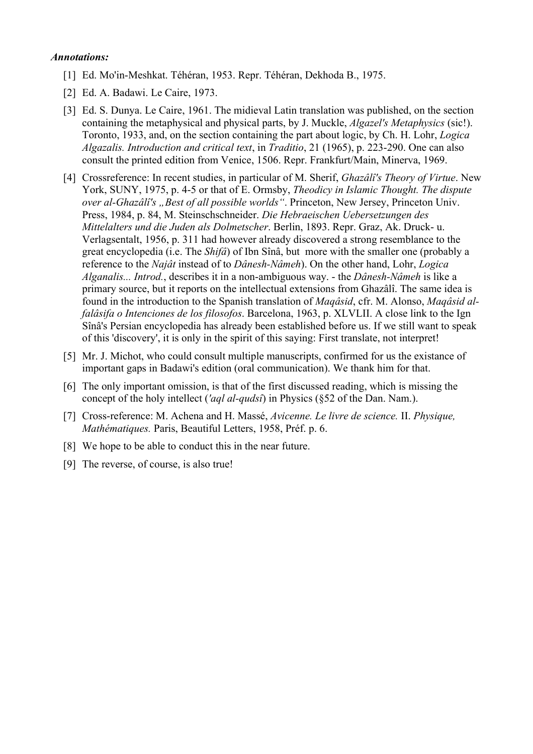***Annotations:***

[1] Ed. Mo'in-Meshkat. Téhéran, 1953. Repr. Téhéran, Dekhoda B., 1975.

[2] Ed. A. Badawi. Le Caire, 1973.

[3] Ed. S. Dunya. Le Caire, 1961. The midieval Latin translation was published, on the section containing the metaphysical and physical parts, by J. Muckle, *Algazel's Metaphysics* (sic!). Toronto, 1933, and, on the section containing the part about logic, by Ch. H. Lohr, *Logica Algazalis. Introduction and critical text*, in *Traditio*, 21 (1965), p. 223-290. One can also consult the printed edition from Venice, 1506. Repr. Frankfurt/Main, Minerva, 1969.

[4] Crossreference: In recent studies, in particular of M. Sherif, *Ghazâlî's Theory of Virtue*. New York, SUNY, 1975, p. 4-5 or that of E. Ormsby, *Theodicy in Islamic Thought. The dispute over al-Ghazâlî's „Best of all possible worlds"*. Princeton, New Jersey, Princeton Univ. Press, 1984, p. 84, M. Steinschschneider. *Die Hebraeischen Uebersetzungen des Mittelalters und die Juden als Dolmetscher*. Berlin, 1893. Repr. Graz, Ak. Druck- u. Verlagsentalt, 1956, p. 311 had however already discovered a strong resemblance to the great encyclopedia (i.e. The *Shifâ*) of Ibn Sînâ, but more with the smaller one (probably a reference to the *Najât* instead of to *Dânesh-Nâmeh*). On the other hand, Lohr, *Logica Alganalis... Introd.*, describes it in a non-ambiguous way. - the *Dânesh-Nâmeh* is like a primary source, but it reports on the intellectual extensions from Ghazâlî. The same idea is found in the introduction to the Spanish translation of *Maqâsid*, cfr. M. Alonso, *Maqâsid al-falâsifa o Intenciones de los filosofos*. Barcelona, 1963, p. XLVLII. A close link to the Ign Sînâ's Persian encyclopedia has already been established before us. If we still want to speak of this 'discovery', it is only in the spirit of this saying: First translate, not interpret!

[5] Mr. J. Michot, who could consult multiple manuscripts, confirmed for us the existance of important gaps in Badawi's edition (oral communication). We thank him for that.

[6] The only important omission, is that of the first discussed reading, which is missing the concept of the holy intellect (*'aql al-qudsî*) in Physics (§52 of the Dan. Nam.).

[7] Cross-reference: M. Achena and H. Massé, *Avicenne. Le livre de science.* II. *Physique, Mathématiques.* Paris, Beautiful Letters, 1958, Préf. p. 6.

[8] We hope to be able to conduct this in the near future.

[9] The reverse, of course, is also true!